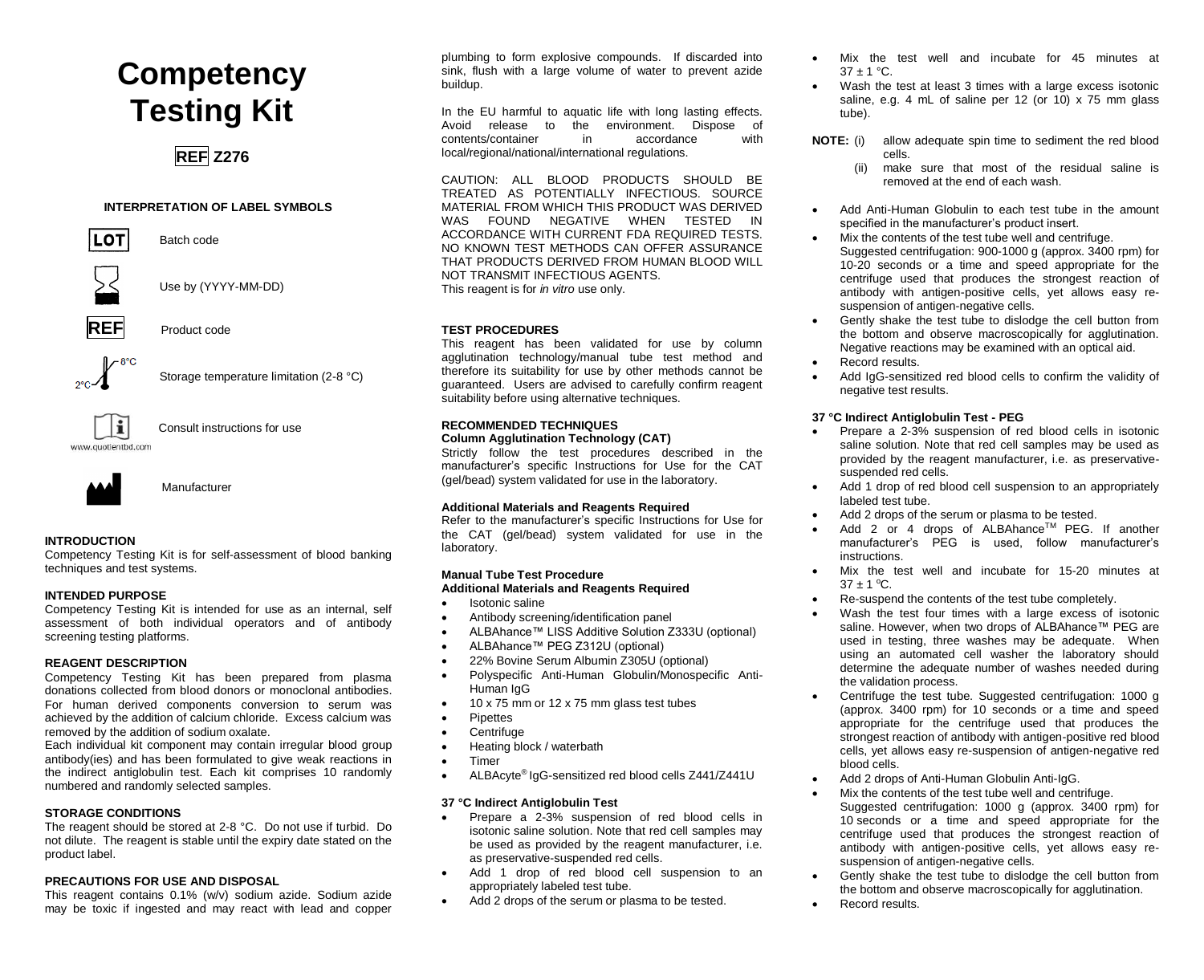# Competency Testing Kit

**REF Z276**

### INTERPRETATION OF LABEL SYMBOLS

| Symbol | Meaning |
| --- | --- |
| LOT | Batch code |
| | Use by (YYYY-MM-DD) |
| REF | Product code |
| 2°C – 8°C | Storage temperature limitation (2-8 °C) |
| www.quotientbd.com | Consult instructions for use |
| | Manufacturer |

### INTRODUCTION

Competency Testing Kit is for self-assessment of blood banking techniques and test systems.

### INTENDED PURPOSE

Competency Testing Kit is intended for use as an internal, self assessment of both individual operators and of antibody screening testing platforms.

### REAGENT DESCRIPTION

Competency Testing Kit has been prepared from plasma donations collected from blood donors or monoclonal antibodies. For human derived components conversion to serum was achieved by the addition of calcium chloride. Excess calcium was removed by the addition of sodium oxalate.

Each individual kit component may contain irregular blood group antibody(ies) and has been formulated to give weak reactions in the indirect antiglobulin test. Each kit comprises 10 randomly numbered and randomly selected samples.

### STORAGE CONDITIONS

The reagent should be stored at 2-8 °C. Do not use if turbid. Do not dilute. The reagent is stable until the expiry date stated on the product label.

### PRECAUTIONS FOR USE AND DISPOSAL

This reagent contains 0.1% (w/v) sodium azide. Sodium azide may be toxic if ingested and may react with lead and copper plumbing to form explosive compounds. If discarded into sink, flush with a large volume of water to prevent azide buildup.

In the EU harmful to aquatic life with long lasting effects. Avoid release to the environment. Dispose of contents/container in accordance with local/regional/national/international regulations.

CAUTION: ALL BLOOD PRODUCTS SHOULD BE TREATED AS POTENTIALLY INFECTIOUS. SOURCE MATERIAL FROM WHICH THIS PRODUCT WAS DERIVED WAS FOUND NEGATIVE WHEN TESTED IN ACCORDANCE WITH CURRENT FDA REQUIRED TESTS. NO KNOWN TEST METHODS CAN OFFER ASSURANCE THAT PRODUCTS DERIVED FROM HUMAN BLOOD WILL NOT TRANSMIT INFECTIOUS AGENTS.
This reagent is for *in vitro* use only.

### TEST PROCEDURES

This reagent has been validated for use by column agglutination technology/manual tube test method and therefore its suitability for use by other methods cannot be guaranteed. Users are advised to carefully confirm reagent suitability before using alternative techniques.

### RECOMMENDED TECHNIQUES

**Column Agglutination Technology (CAT)**

Strictly follow the test procedures described in the manufacturer's specific Instructions for Use for the CAT (gel/bead) system validated for use in the laboratory.

**Additional Materials and Reagents Required**

Refer to the manufacturer's specific Instructions for Use for the CAT (gel/bead) system validated for use in the laboratory.

**Manual Tube Test Procedure**
**Additional Materials and Reagents Required**

- Isotonic saline
- Antibody screening/identification panel
- ALBAhance™ LISS Additive Solution Z333U (optional)
- ALBAhance™ PEG Z312U (optional)
- 22% Bovine Serum Albumin Z305U (optional)
- Polyspecific Anti-Human Globulin/Monospecific Anti-Human IgG
- 10 x 75 mm or 12 x 75 mm glass test tubes
- Pipettes
- Centrifuge
- Heating block / waterbath
- Timer
- ALBAcyte® IgG-sensitized red blood cells Z441/Z441U

**37 °C Indirect Antiglobulin Test**

- Prepare a 2-3% suspension of red blood cells in isotonic saline solution. Note that red cell samples may be used as provided by the reagent manufacturer, i.e. as preservative-suspended red cells.
- Add 1 drop of red blood cell suspension to an appropriately labeled test tube.
- Add 2 drops of the serum or plasma to be tested.
- Mix the test well and incubate for 45 minutes at 37 ± 1 °C.
- Wash the test at least 3 times with a large excess isotonic saline, e.g. 4 mL of saline per 12 (or 10) x 75 mm glass tube).

**NOTE:** (i) allow adequate spin time to sediment the red blood cells.
(ii) make sure that most of the residual saline is removed at the end of each wash.

- Add Anti-Human Globulin to each test tube in the amount specified in the manufacturer's product insert.
- Mix the contents of the test tube well and centrifuge. Suggested centrifugation: 900-1000 g (approx. 3400 rpm) for 10-20 seconds or a time and speed appropriate for the centrifuge used that produces the strongest reaction of antibody with antigen-positive cells, yet allows easy re-suspension of antigen-negative cells.
- Gently shake the test tube to dislodge the cell button from the bottom and observe macroscopically for agglutination. Negative reactions may be examined with an optical aid.
- Record results.
- Add IgG-sensitized red blood cells to confirm the validity of negative test results.

**37 °C Indirect Antiglobulin Test - PEG**

- Prepare a 2-3% suspension of red blood cells in isotonic saline solution. Note that red cell samples may be used as provided by the reagent manufacturer, i.e. as preservative-suspended red cells.
- Add 1 drop of red blood cell suspension to an appropriately labeled test tube.
- Add 2 drops of the serum or plasma to be tested.
- Add 2 or 4 drops of ALBAhance™ PEG. If another manufacturer's PEG is used, follow manufacturer's instructions.
- Mix the test well and incubate for 15-20 minutes at 37 ± 1 °C.
- Re-suspend the contents of the test tube completely.
- Wash the test four times with a large excess of isotonic saline. However, when two drops of ALBAhance™ PEG are used in testing, three washes may be adequate. When using an automated cell washer the laboratory should determine the adequate number of washes needed during the validation process.
- Centrifuge the test tube. Suggested centrifugation: 1000 g (approx. 3400 rpm) for 10 seconds or a time and speed appropriate for the centrifuge used that produces the strongest reaction of antibody with antigen-positive red blood cells, yet allows easy re-suspension of antigen-negative red blood cells.
- Add 2 drops of Anti-Human Globulin Anti-IgG.
- Mix the contents of the test tube well and centrifuge. Suggested centrifugation: 1000 g (approx. 3400 rpm) for 10 seconds or a time and speed appropriate for the centrifuge used that produces the strongest reaction of antibody with antigen-positive cells, yet allows easy re-suspension of antigen-negative cells.
- Gently shake the test tube to dislodge the cell button from the bottom and observe macroscopically for agglutination.
- Record results.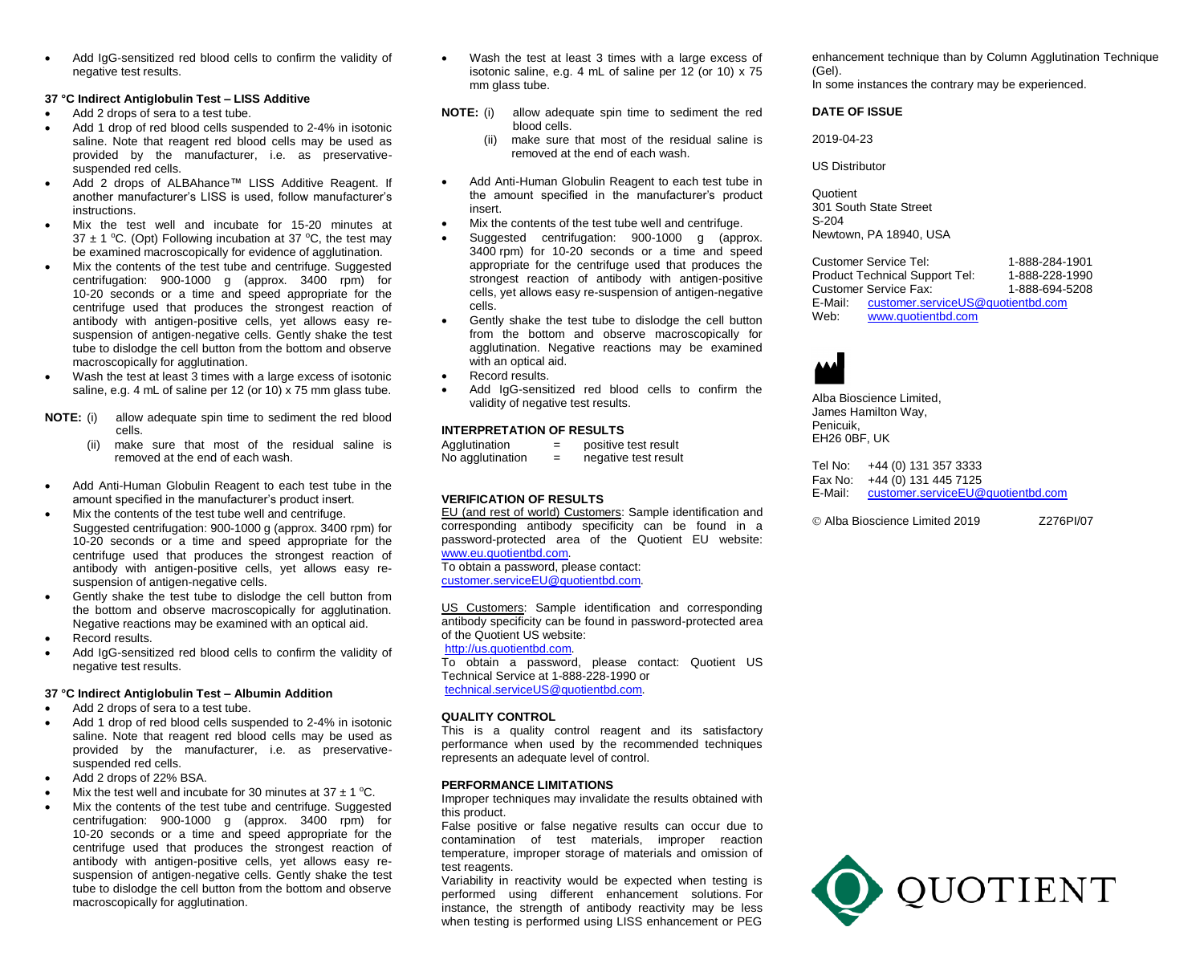- Add IgG-sensitized red blood cells to confirm the validity of negative test results.

**37 °C Indirect Antiglobulin Test – LISS Additive**

- Add 2 drops of sera to a test tube.
- Add 1 drop of red blood cells suspended to 2-4% in isotonic saline. Note that reagent red blood cells may be used as provided by the manufacturer, i.e. as preservative-suspended red cells.
- Add 2 drops of ALBAhance™ LISS Additive Reagent. If another manufacturer's LISS is used, follow manufacturer's instructions.
- Mix the test well and incubate for 15-20 minutes at 37 ± 1 °C. (Opt) Following incubation at 37 °C, the test may be examined macroscopically for evidence of agglutination.
- Mix the contents of the test tube and centrifuge. Suggested centrifugation: 900-1000 g (approx. 3400 rpm) for 10-20 seconds or a time and speed appropriate for the centrifuge used that produces the strongest reaction of antibody with antigen-positive cells, yet allows easy re-suspension of antigen-negative cells. Gently shake the test tube to dislodge the cell button from the bottom and observe macroscopically for agglutination.
- Wash the test at least 3 times with a large excess of isotonic saline, e.g. 4 mL of saline per 12 (or 10) x 75 mm glass tube.

**NOTE:** (i) allow adequate spin time to sediment the red blood cells.
(ii) make sure that most of the residual saline is removed at the end of each wash.

- Add Anti-Human Globulin Reagent to each test tube in the amount specified in the manufacturer's product insert.
- Mix the contents of the test tube well and centrifuge. Suggested centrifugation: 900-1000 g (approx. 3400 rpm) for 10-20 seconds or a time and speed appropriate for the centrifuge used that produces the strongest reaction of antibody with antigen-positive cells, yet allows easy re-suspension of antigen-negative cells.
- Gently shake the test tube to dislodge the cell button from the bottom and observe macroscopically for agglutination. Negative reactions may be examined with an optical aid.
- Record results.
- Add IgG-sensitized red blood cells to confirm the validity of negative test results.

**37 °C Indirect Antiglobulin Test – Albumin Addition**

- Add 2 drops of sera to a test tube.
- Add 1 drop of red blood cells suspended to 2-4% in isotonic saline. Note that reagent red blood cells may be used as provided by the manufacturer, i.e. as preservative-suspended red cells.
- Add 2 drops of 22% BSA.
- Mix the test well and incubate for 30 minutes at 37 ± 1 °C.
- Mix the contents of the test tube and centrifuge. Suggested centrifugation: 900-1000 g (approx. 3400 rpm) for 10-20 seconds or a time and speed appropriate for the centrifuge used that produces the strongest reaction of antibody with antigen-positive cells, yet allows easy re-suspension of antigen-negative cells. Gently shake the test tube to dislodge the cell button from the bottom and observe macroscopically for agglutination.
- Wash the test at least 3 times with a large excess of isotonic saline, e.g. 4 mL of saline per 12 (or 10) x 75 mm glass tube.

**NOTE:** (i) allow adequate spin time to sediment the red blood cells.
(ii) make sure that most of the residual saline is removed at the end of each wash.

- Add Anti-Human Globulin Reagent to each test tube in the amount specified in the manufacturer's product insert.
- Mix the contents of the test tube well and centrifuge.
- Suggested centrifugation: 900-1000 g (approx. 3400 rpm) for 10-20 seconds or a time and speed appropriate for the centrifuge used that produces the strongest reaction of antibody with antigen-positive cells, yet allows easy re-suspension of antigen-negative cells.
- Gently shake the test tube to dislodge the cell button from the bottom and observe macroscopically for agglutination. Negative reactions may be examined with an optical aid.
- Record results.
- Add IgG-sensitized red blood cells to confirm the validity of negative test results.

**INTERPRETATION OF RESULTS**

| | | |
|---|---|---|
| Agglutination | = | positive test result |
| No agglutination | = | negative test result |

**VERIFICATION OF RESULTS**

EU (and rest of world) Customers: Sample identification and corresponding antibody specificity can be found in a password-protected area of the Quotient EU website: www.eu.quotientbd.com.
To obtain a password, please contact: customer.serviceEU@quotientbd.com.

US Customers: Sample identification and corresponding antibody specificity can be found in password-protected area of the Quotient US website: http://us.quotientbd.com.
To obtain a password, please contact: Quotient US Technical Service at 1-888-228-1990 or technical.serviceUS@quotientbd.com.

**QUALITY CONTROL**

This is a quality control reagent and its satisfactory performance when used by the recommended techniques represents an adequate level of control.

**PERFORMANCE LIMITATIONS**

Improper techniques may invalidate the results obtained with this product.

False positive or false negative results can occur due to contamination of test materials, improper reaction temperature, improper storage of materials and omission of test reagents.

Variability in reactivity would be expected when testing is performed using different enhancement solutions. For instance, the strength of antibody reactivity may be less when testing is performed using LISS enhancement or PEG enhancement technique than by Column Agglutination Technique (Gel).
In some instances the contrary may be experienced.

**DATE OF ISSUE**

2019-04-23

US Distributor

Quotient
301 South State Street
S-204
Newtown, PA 18940, USA

| | |
|---|---|
| Customer Service Tel: | 1-888-284-1901 |
| Product Technical Support Tel: | 1-888-228-1990 |
| Customer Service Fax: | 1-888-694-5208 |
| E-Mail: | customer.serviceUS@quotientbd.com |
| Web: | www.quotientbd.com |

Alba Bioscience Limited,
James Hamilton Way,
Penicuik,
EH26 0BF, UK

Tel No: +44 (0) 131 357 3333
Fax No: +44 (0) 131 445 7125
E-Mail: customer.serviceEU@quotientbd.com

© Alba Bioscience Limited 2019 Z276PI/07

QUOTIENT